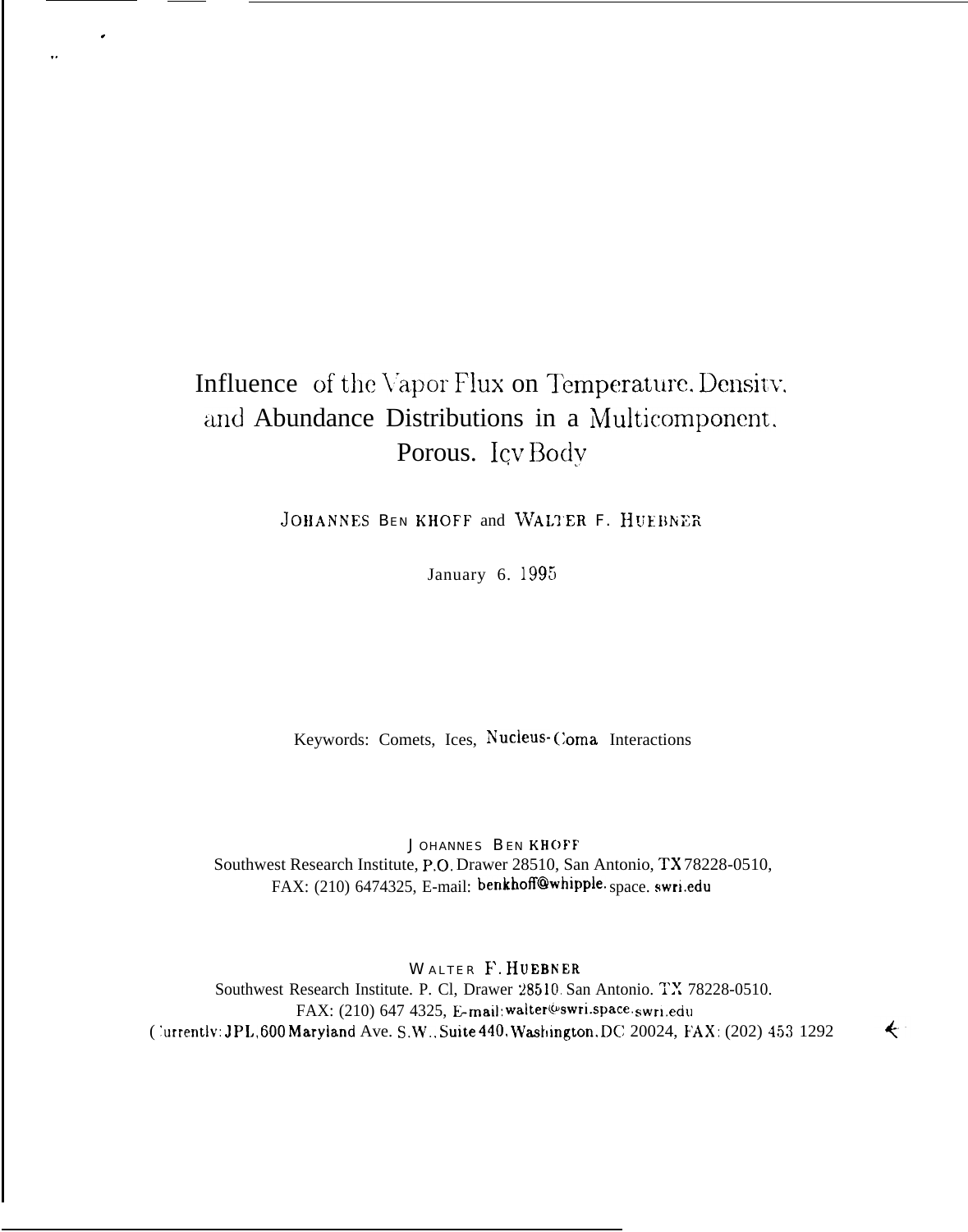# Influence of the Vapor Flux on Temperature, Density, and Abundance Distributions in a Multicomponent, Porous, Icy Body

JOHANNES BENKHOFF and WALTER F. HUEBNER

January 6, 1995

Keywords: Comets, Ices, Nucleus-Coma Interactions

JOHANNES BENKHOFF
Southwest Research Institute, P.O. Drawer 28510, San Antonio, TX 78228-0510,
FAX: (210) 6474325, E-mail: benkhoff@whipple.space.swri.edu

WALTER F. HUEBNER
Southwest Research Institute, P. O. Drawer 28510, San Antonio, TX 78228-0510,
FAX: (210) 647 4325, E-mail: walter@swri.space.swri.edu
(Currently: JPL, 600 Maryland Ave. S.W., Suite 440, Washington, DC 20024, FAX: (202) 453 1292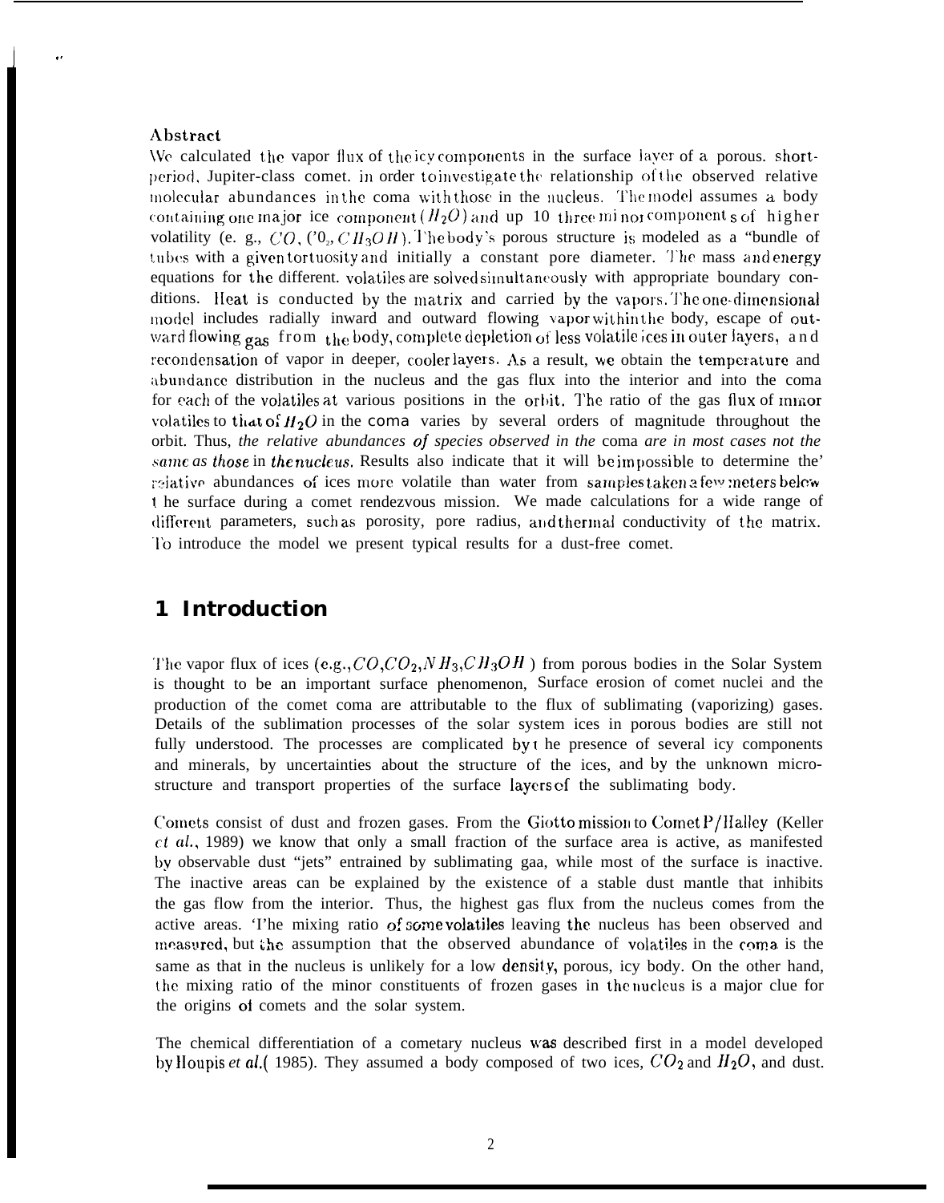### Abstract

We calculated the vapor flux of the icy components in the surface layer of a porous. short-period, Jupiter-class comet. in order to investigate the relationship of the observed relative molecular abundances in the coma with those in the nucleus. The model assumes a body containing one major ice component ($H_2O$) and up 10 three minor components of higher volatility (e. g., $CO$, $CO_2$, $CH_3OH$). The body's porous structure is modeled as a "bundle of tubes with a given tortuosity and initially a constant pore diameter. The mass and energy equations for the different. volatiles are solved simultaneously with appropriate boundary conditions. Heat is conducted by the matrix and carried by the vapors. The one-dimensional model includes radially inward and outward flowing vapor within the body, escape of outward flowing gas from the body, complete depletion of less volatile ices in outer layers, and recondensation of vapor in deeper, cooler layers. As a result, we obtain the temperature and abundance distribution in the nucleus and the gas flux into the interior and into the coma for each of the volatiles at various positions in the orbit. The ratio of the gas flux of minor volatiles to that of $H_2O$ in the coma varies by several orders of magnitude throughout the orbit. Thus, *the relative abundances of species observed in the coma are in most cases not the same as those in the nucleus.* Results also indicate that it will be impossible to determine the relative abundances of ices more volatile than water from samples taken a few meters below the surface during a comet rendezvous mission. We made calculations for a wide range of different parameters, such as porosity, pore radius, and thermal conductivity of the matrix. To introduce the model we present typical results for a dust-free comet.

## 1 Introduction

The vapor flux of ices (e.g., $CO$, $CO_2$, $NH_3$, $CH_3OH$ ) from porous bodies in the Solar System is thought to be an important surface phenomenon, Surface erosion of comet nuclei and the production of the comet coma are attributable to the flux of sublimating (vaporizing) gases. Details of the sublimation processes of the solar system ices in porous bodies are still not fully understood. The processes are complicated by the presence of several icy components and minerals, by uncertainties about the structure of the ices, and by the unknown micro-structure and transport properties of the surface layers of the sublimating body.

Comets consist of dust and frozen gases. From the Giotto mission to Comet P/Halley (Keller *et al.*, 1989) we know that only a small fraction of the surface area is active, as manifested by observable dust "jets" entrained by sublimating gas, while most of the surface is inactive. The inactive areas can be explained by the existence of a stable dust mantle that inhibits the gas flow from the interior. Thus, the highest gas flux from the nucleus comes from the active areas. The mixing ratio of some volatiles leaving the nucleus has been observed and measured, but the assumption that the observed abundance of volatiles in the coma is the same as that in the nucleus is unlikely for a low density, porous, icy body. On the other hand, the mixing ratio of the minor constituents of frozen gases in the nucleus is a major clue for the origins of comets and the solar system.

The chemical differentiation of a cometary nucleus was described first in a model developed by Houpis *et al.*( 1985). They assumed a body composed of two ices, $CO_2$ and $H_2O$, and dust.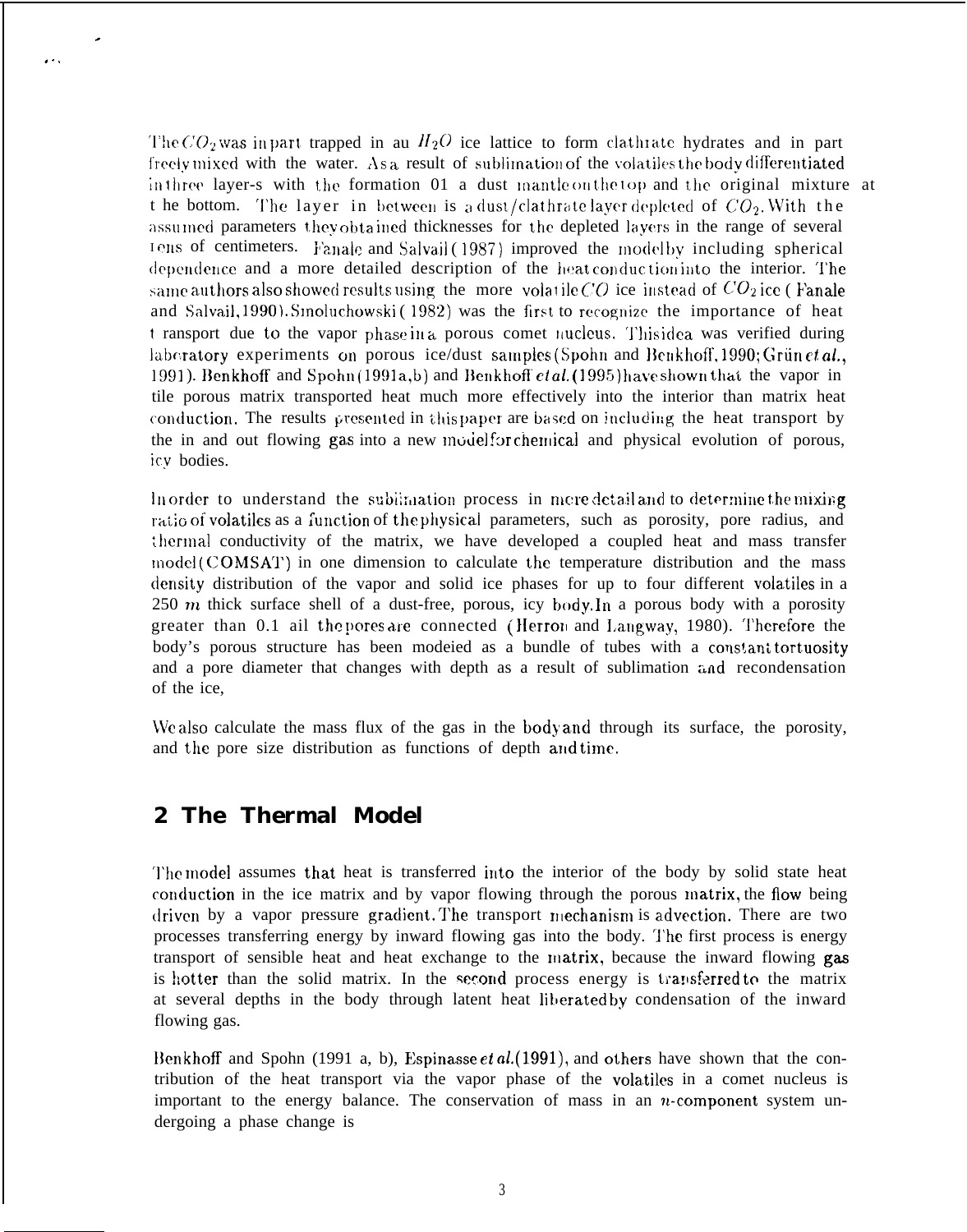The $CO_2$ was in part trapped in an $H_2O$ ice lattice to form clathrate hydrates and in part freely mixed with the water. As a result of sublimation of the volatiles the body differentiated in three layer-s with the formation 01 a dust mantle on the top and the original mixture at the bottom. The layer in between is a dust/clathrate layer depleted of $CO_2$. With the assumed parameters they obtained thicknesses for the depleted layers in the range of several tens of centimeters. Fanale and Salvail (1987) improved the model by including spherical dependence and a more detailed description of the heat conduction into the interior. The same authors also showed results using the more volatile $CO$ ice instead of $CO_2$ ice (Fanale and Salvail, 1990). Smoluchowski (1982) was the first to recognize the importance of heat transport due to the vapor phase in a porous comet nucleus. This idea was verified during laboratory experiments on porous ice/dust samples (Spohn and Benkhoff, 1990; Grün *et al.*, 1991). Benkhoff and Spohn (1991a,b) and Benkhoff *et al.* (1995) have shown that the vapor in tile porous matrix transported heat much more effectively into the interior than matrix heat conduction. The results presented in this paper are based on including the heat transport by the in and out flowing gas into a new model for chemical and physical evolution of porous, icy bodies.

In order to understand the sublimation process in more detail and to determine the mixing ratio of volatiles as a function of the physical parameters, such as porosity, pore radius, and thermal conductivity of the matrix, we have developed a coupled heat and mass transfer model (COMSAT) in one dimension to calculate the temperature distribution and the mass density distribution of the vapor and solid ice phases for up to four different volatiles in a 250 $m$ thick surface shell of a dust-free, porous, icy body. In a porous body with a porosity greater than 0.1 ail the pores are connected (Herron and Langway, 1980). Therefore the body's porous structure has been modeied as a bundle of tubes with a constant tortuosity and a pore diameter that changes with depth as a result of sublimation and recondensation of the ice,

We also calculate the mass flux of the gas in the body and through its surface, the porosity, and the pore size distribution as functions of depth and time.

## 2 The Thermal Model

The model assumes that heat is transferred into the interior of the body by solid state heat conduction in the ice matrix and by vapor flowing through the porous matrix, the flow being driven by a vapor pressure gradient. The transport mechanism is advection. There are two processes transferring energy by inward flowing gas into the body. The first process is energy transport of sensible heat and heat exchange to the matrix, because the inward flowing gas is hotter than the solid matrix. In the second process energy is transferred to the matrix at several depths in the body through latent heat liberated by condensation of the inward flowing gas.

Benkhoff and Spohn (1991 a, b), Espinasse *et al.* (1991), and others have shown that the contribution of the heat transport via the vapor phase of the volatiles in a comet nucleus is important to the energy balance. The conservation of mass in an $n$-component system undergoing a phase change is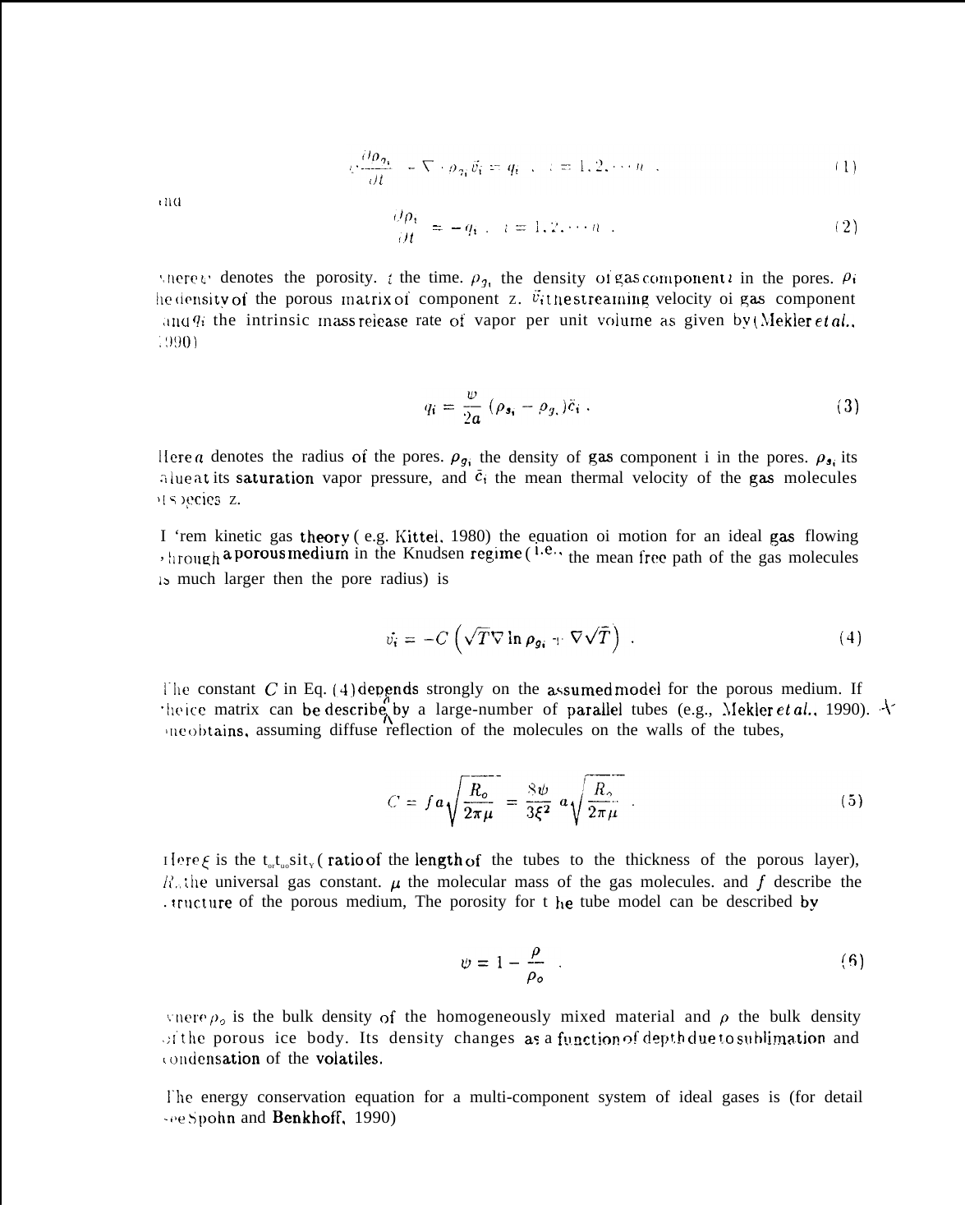$$\psi \frac{\partial \rho_{g_i}}{\partial t} + \nabla \cdot \rho_{g_i} \vec{v_i} = q_i \ , \quad i = 1, 2, \cdots n \ . \tag{1}$$

and

$$\frac{\partial \rho_i}{\partial t} = -q_i \ , \quad i = 1, 2, \cdots n \ . \tag{2}$$

where $\psi$ denotes the porosity. $t$ the time. $\rho_{g_i}$ the density of gas component $i$ in the pores. $\rho_i$ the density of the porous matrix of component $i$. $\vec{v_i}$ the streaming velocity of gas component $i$ and $q_i$ the intrinsic mass release rate of vapor per unit volume as given by (Mekler *et al.*, 1990)

$$q_i = \frac{\psi}{2a} \left( \rho_{s_i} - \rho_{g_i} \right) \bar{c}_i \ . \tag{3}$$

Here $a$ denotes the radius of the pores. $\rho_{g_i}$ the density of gas component i in the pores. $\rho_{s_i}$ its value at its saturation vapor pressure, and $\bar{c}_i$ the mean thermal velocity of the gas molecules of species $i$.

From kinetic gas theory (e.g. Kittel, 1980) the equation of motion for an ideal gas flowing through a porous medium in the Knudsen regime (i.e., the mean free path of the gas molecules is much larger then the pore radius) is

$$\vec{v_i} = -C \left( \sqrt{T} \nabla \ln \rho_{g_i} + \nabla \sqrt{T} \right) \ . \tag{4}$$

The constant $C$ in Eq. (4) depends strongly on the assumed model for the porous medium. If the ice matrix can be described by a large-number of parallel tubes (e.g., Mekler *et al.*, 1990). one obtains, assuming diffuse reflection of the molecules on the walls of the tubes,

$$C = f a \sqrt{\frac{R_o}{2\pi\mu}} = \frac{8\psi}{3\xi^2} a \sqrt{\frac{R_o}{2\pi\mu}} \ . \tag{5}$$

Here $\xi$ is the tortuosity (ratio of the length of the tubes to the thickness of the porous layer), $R_o$ the universal gas constant. $\mu$ the molecular mass of the gas molecules. and $f$ describe the structure of the porous medium, The porosity for the tube model can be described by

$$\psi = 1 - \frac{\rho}{\rho_o} \ . \tag{6}$$

where $\rho_o$ is the bulk density of the homogeneously mixed material and $\rho$ the bulk density of the porous ice body. Its density changes as a function of depth due to sublimation and condensation of the volatiles.

The energy conservation equation for a multi-component system of ideal gases is (for detail see Spohn and Benkhoff, 1990)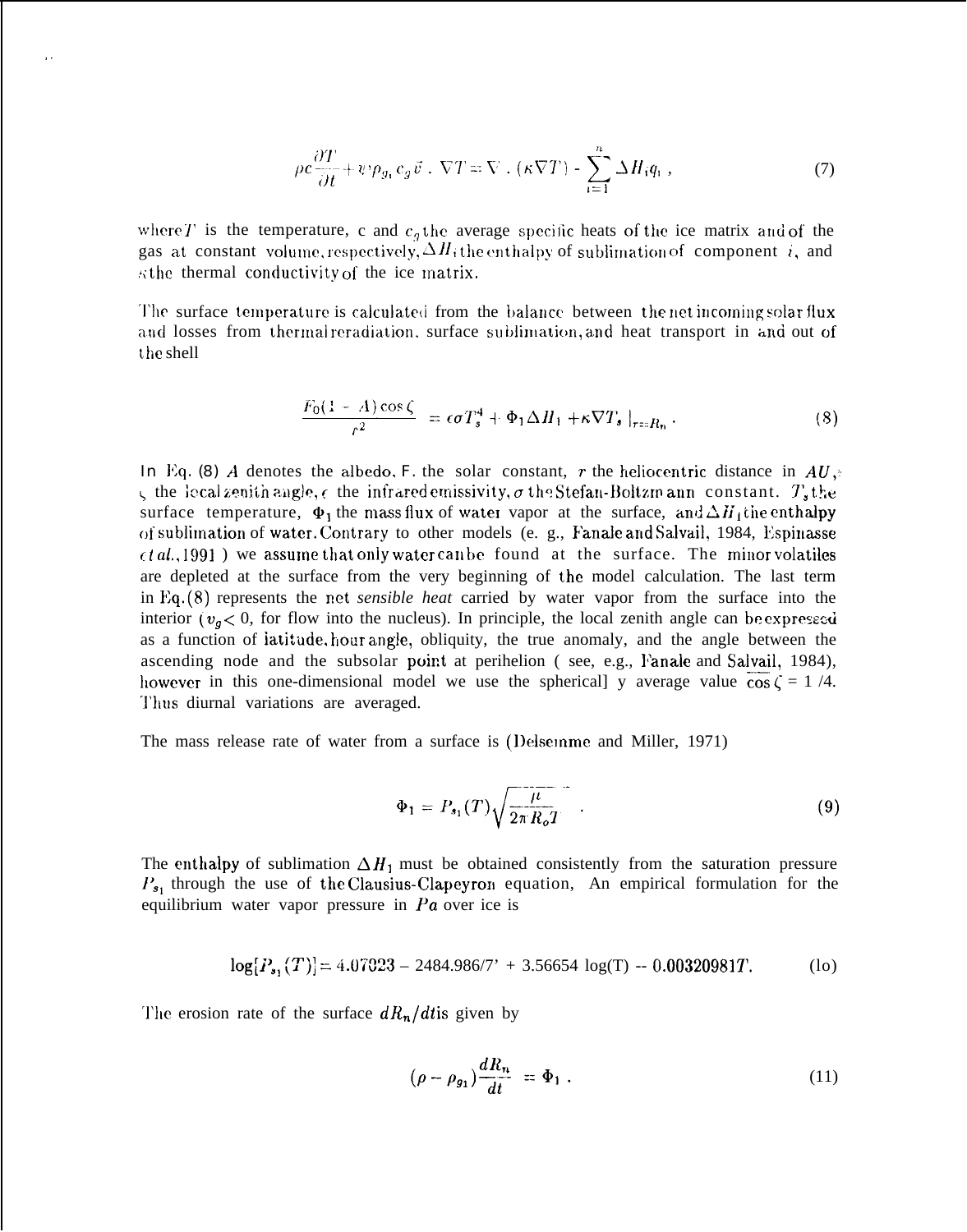$$\rho c \frac{\partial T}{\partial t} + \psi \rho_{g_1} c_g \vec{v} \cdot \nabla T = \nabla \cdot (\kappa \nabla T) - \sum_{i=1}^{n} \Delta H_i q_i \,, \tag{7}$$

where $T$ is the temperature, c and $c_g$ the average specific heats of the ice matrix and of the gas at constant volume, respectively, $\Delta H_i$ the enthalpy of sublimation of component $i$, and $\kappa$ the thermal conductivity of the ice matrix.

The surface temperature is calculated from the balance between the net incoming solar flux and losses from thermal reradiation, surface sublimation, and heat transport in and out of the shell

$$\frac{F_0(1 - A)\cos\zeta}{r^2} = \epsilon \sigma T_s^4 + \Phi_1 \Delta H_1 + \kappa \nabla T_s \mid_{r=R_n} . \tag{8}$$

In Eq. (8) $A$ denotes the albedo, F. the solar constant, $r$ the heliocentric distance in $AU$, $\zeta$ the local zenith angle, $\epsilon$ the infrared emissivity, $\sigma$ the Stefan-Boltzmann constant. $T_s$ the surface temperature, $\Phi_1$ the mass flux of water vapor at the surface, and $\Delta H_1$ the enthalpy of sublimation of water. Contrary to other models (e. g., Fanale and Salvail, 1984, Espinasse et al., 1991 ) we assume that only water can be found at the surface. The minor volatiles are depleted at the surface from the very beginning of the model calculation. The last term in Eq. (8) represents the net *sensible heat* carried by water vapor from the surface into the interior ($v_g < 0$, for flow into the nucleus). In principle, the local zenith angle can be expressed as a function of latitude, hour angle, obliquity, the true anomaly, and the angle between the ascending node and the subsolar point at perihelion ( see, e.g., Fanale and Salvail, 1984), however in this one-dimensional model we use the spherical] y average value $\overline{\cos\zeta} = 1/4$. Thus diurnal variations are averaged.

The mass release rate of water from a surface is (Delsemme and Miller, 1971)

$$\Phi_1 = P_{s_1}(T)\sqrt{\frac{\mu}{2\pi R_o T}} \,. \tag{9}$$

The enthalpy of sublimation $\Delta H_1$ must be obtained consistently from the saturation pressure $P_{s_1}$ through the use of the Clausius-Clapeyron equation, An empirical formulation for the equilibrium water vapor pressure in $Pa$ over ice is

$$\log[P_{s_1}(T)] = 4.07023 - 2484.986/T + 3.56654 \log(T) - 0.00320981T. \tag{10}$$

The erosion rate of the surface $dR_n/dt$ is given by

$$(\rho - \rho_{g_1})\frac{dR_n}{dt} = \Phi_1 \,. \tag{11}$$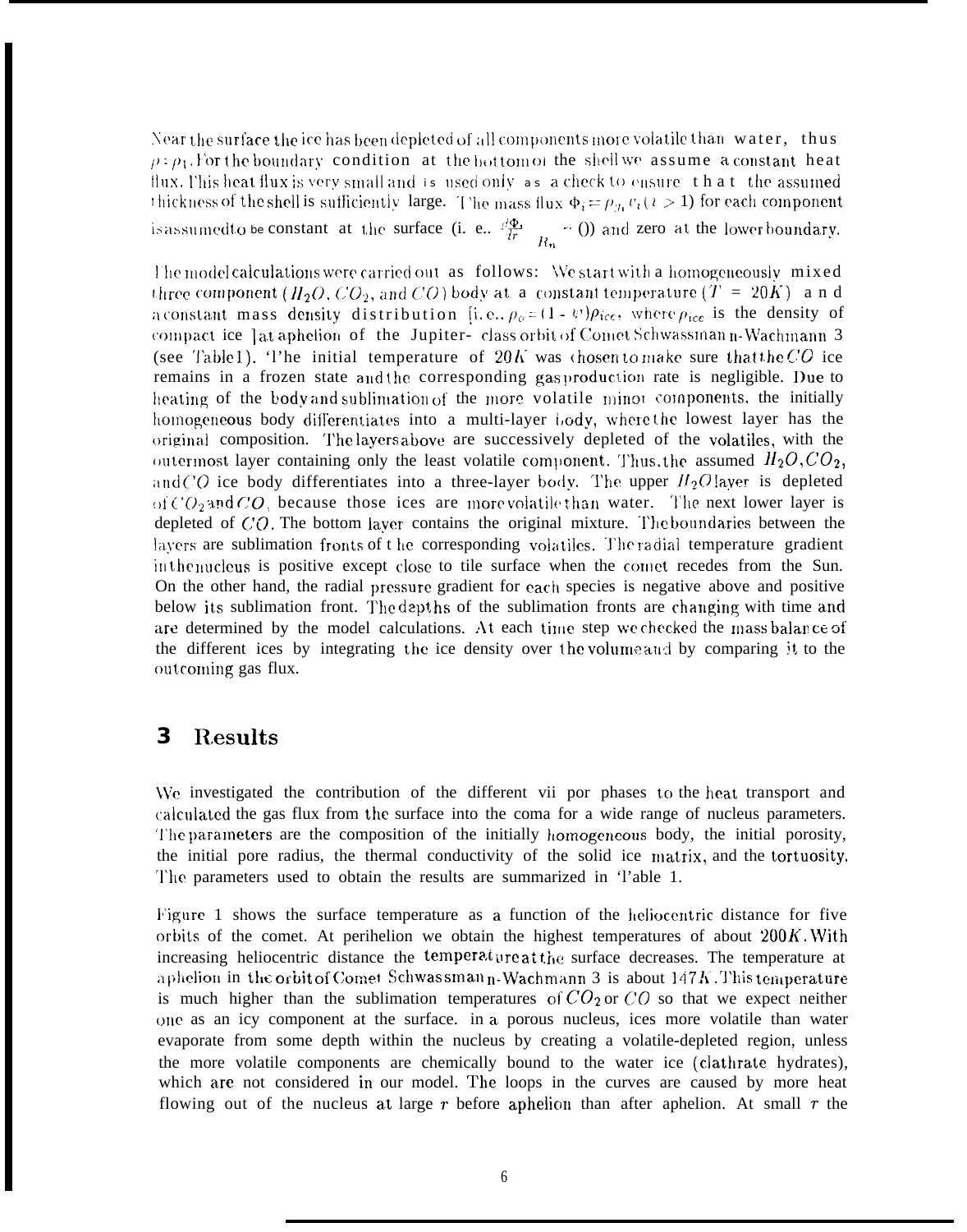Near the surface the ice has been depleted of all components more volatile than water, thus $\rho = \rho_1$. For the boundary condition at the bottom of the shell we assume a constant heat flux. This heat flux is very small and is used only as a check to ensure that the assumed thickness of the shell is sufficiently large. The mass flux $\Phi_i = \rho_{gi} v_i (i > 1)$ for each component is assumed to be constant at the surface (i. e., $\frac{d\Phi_i}{dr}\Big|_{R_n} = 0$) and zero at the lower boundary.

The model calculations were carried out as follows: We start with a homogeneously mixed three component ($H_2O$, $CO_2$, and $CO$) body at a constant temperature ($T = 20K$) and a constant mass density distribution [i.e., $\rho_c = (1 - \psi)\rho_{ice}$, where $\rho_{ice}$ is the density of compact ice ] at aphelion of the Jupiter- class orbit of Comet Schwassmann-Wachmann 3 (see Table 1). The initial temperature of $20K$ was chosen to make sure that the $CO$ ice remains in a frozen state and the corresponding gas production rate is negligible. Due to heating of the body and sublimation of the more volatile minor components, the initially homogeneous body differentiates into a multi-layer body, where the lowest layer has the original composition. The layers above are successively depleted of the volatiles, with the outermost layer containing only the least volatile component. Thus, the assumed $H_2O$, $CO_2$, and $CO$ ice body differentiates into a three-layer body. The upper $H_2O$ layer is depleted of $CO_2$ and $CO$, because those ices are more volatile than water. The next lower layer is depleted of $CO$. The bottom layer contains the original mixture. The boundaries between the layers are sublimation fronts of the corresponding volatiles. The radial temperature gradient in the nucleus is positive except close to the surface when the comet recedes from the Sun. On the other hand, the radial pressure gradient for each species is negative above and positive below its sublimation front. The depths of the sublimation fronts are changing with time and are determined by the model calculations. At each time step we checked the mass balance of the different ices by integrating the ice density over the volume and by comparing it to the outcoming gas flux.

## 3 Results

We investigated the contribution of the different vapor phases to the heat transport and calculated the gas flux from the surface into the coma for a wide range of nucleus parameters. The parameters are the composition of the initially homogeneous body, the initial porosity, the initial pore radius, the thermal conductivity of the solid ice matrix, and the tortuosity. The parameters used to obtain the results are summarized in Table 1.

Figure 1 shows the surface temperature as a function of the heliocentric distance for five orbits of the comet. At perihelion we obtain the highest temperatures of about $200K$. With increasing heliocentric distance the temperature at the surface decreases. The temperature at aphelion in the orbit of Comet Schwassmann-Wachmann 3 is about $147K$. This temperature is much higher than the sublimation temperatures of $CO_2$ or $CO$ so that we expect neither one as an icy component at the surface. In a porous nucleus, ices more volatile than water evaporate from some depth within the nucleus by creating a volatile-depleted region, unless the more volatile components are chemically bound to the water ice (clathrate hydrates), which are not considered in our model. The loops in the curves are caused by more heat flowing out of the nucleus at large $r$ before aphelion than after aphelion. At small $r$ the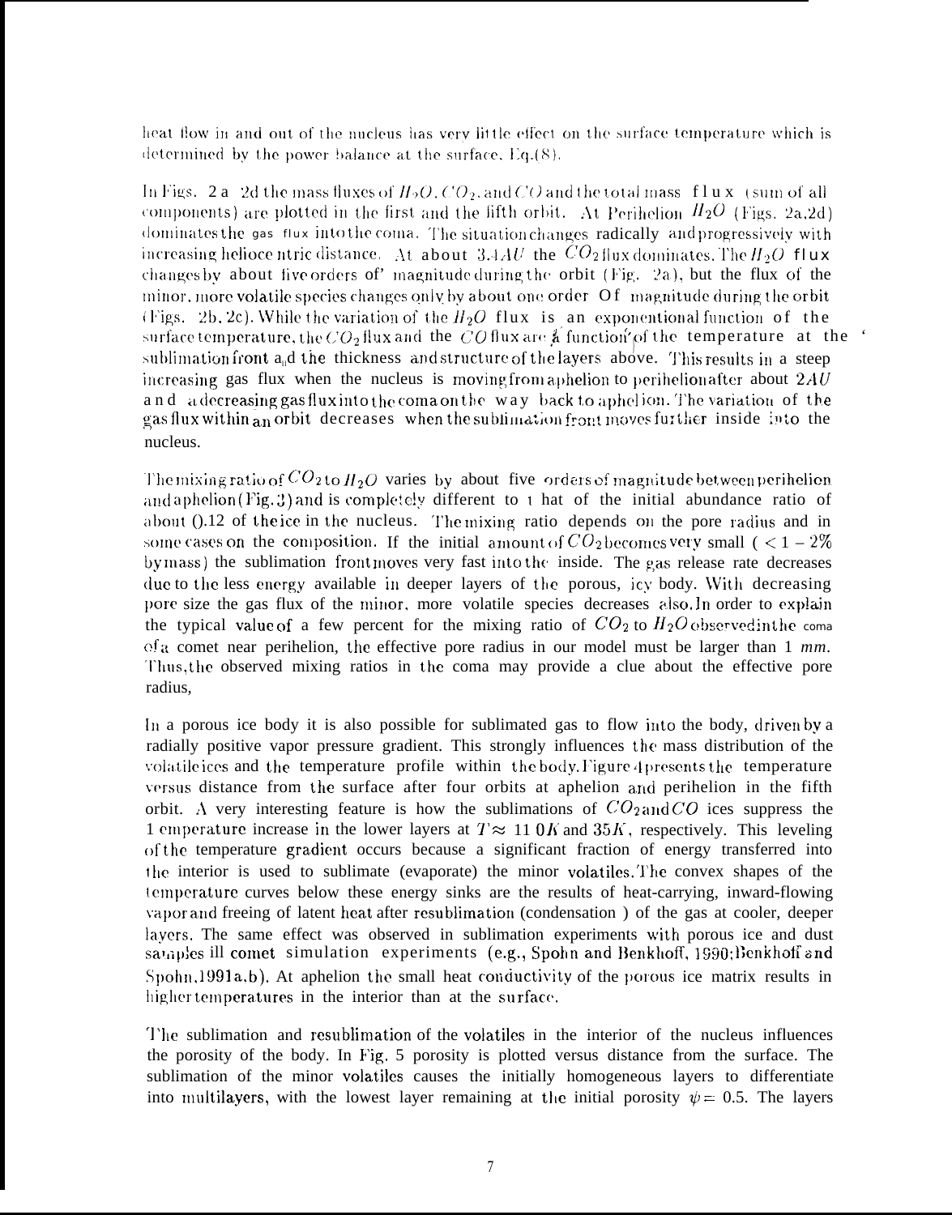heat flow in and out of the nucleus has very little effect on the surface temperature which is determined by the power balance at the surface, Eq.(8).

In Figs. 2a–2d the mass fluxes of $H_2O$, $CO_2$, and $CO$ and the total mass flux (sum of all components) are plotted in the first and the fifth orbit. At Perihelion $H_2O$ (Figs. 2a,2d) dominates the gas flux into the coma. The situation changes radically and progressively with increasing heliocentric distance. At about $3.4 AU$ the $CO_2$ flux dominates. The $H_2O$ flux changes by about five orders of magnitude during the orbit (Fig. 2a), but the flux of the minor, more volatile species changes only by about one order of magnitude during the orbit (Figs. 2b, 2c). While the variation of the $H_2O$ flux is an exponentional function of the surface temperature, the $CO_2$ flux and the $CO$ flux are a function of the temperature at the sublimation front and the thickness and structure of the layers above. This results in a steep increasing gas flux when the nucleus is moving from aphelion to perihelion after about $2AU$ and a decreasing gas flux into the coma on the way back to aphelion. The variation of the gas flux within an orbit decreases when the sublimation front moves further inside into the nucleus.

The mixing ratio of $CO_2$ to $H_2O$ varies by about five orders of magnitude between perihelion and aphelion (Fig. 3) and is completely different to that of the initial abundance ratio of about 0.12 of the ice in the nucleus. The mixing ratio depends on the pore radius and in some cases on the composition. If the initial amount of $CO_2$ becomes very small ($< 1 - 2\%$ by mass) the sublimation front moves very fast into the inside. The gas release rate decreases due to the less energy available in deeper layers of the porous, icy body. With decreasing pore size the gas flux of the minor, more volatile species decreases also. In order to explain the typical value of a few percent for the mixing ratio of $CO_2$ to $H_2O$ observed in the coma of a comet near perihelion, the effective pore radius in our model must be larger than 1 *mm*. Thus, the observed mixing ratios in the coma may provide a clue about the effective pore radius,

In a porous ice body it is also possible for sublimated gas to flow into the body, driven by a radially positive vapor pressure gradient. This strongly influences the mass distribution of the volatile ices and the temperature profile within the body. Figure 4 presents the temperature versus distance from the surface after four orbits at aphelion and perihelion in the fifth orbit. A very interesting feature is how the sublimations of $CO_2$ and $CO$ ices suppress the temperature increase in the lower layers at $T \approx 110K$ and $35K$, respectively. This leveling of the temperature gradient occurs because a significant fraction of energy transferred into the interior is used to sublimate (evaporate) the minor volatiles. The convex shapes of the temperature curves below these energy sinks are the results of heat-carrying, inward-flowing vapor and freeing of latent heat after resublimation (condensation ) of the gas at cooler, deeper layers. The same effect was observed in sublimation experiments with porous ice and dust samples in comet simulation experiments (e.g., Spohn and Benkhoff, 1990; Benkhoff and Spohn, 1991a,b). At aphelion the small heat conductivity of the porous ice matrix results in higher temperatures in the interior than at the surface.

The sublimation and resublimation of the volatiles in the interior of the nucleus influences the porosity of the body. In Fig. 5 porosity is plotted versus distance from the surface. The sublimation of the minor volatiles causes the initially homogeneous layers to differentiate into multilayers, with the lowest layer remaining at the initial porosity $\psi = 0.5$. The layers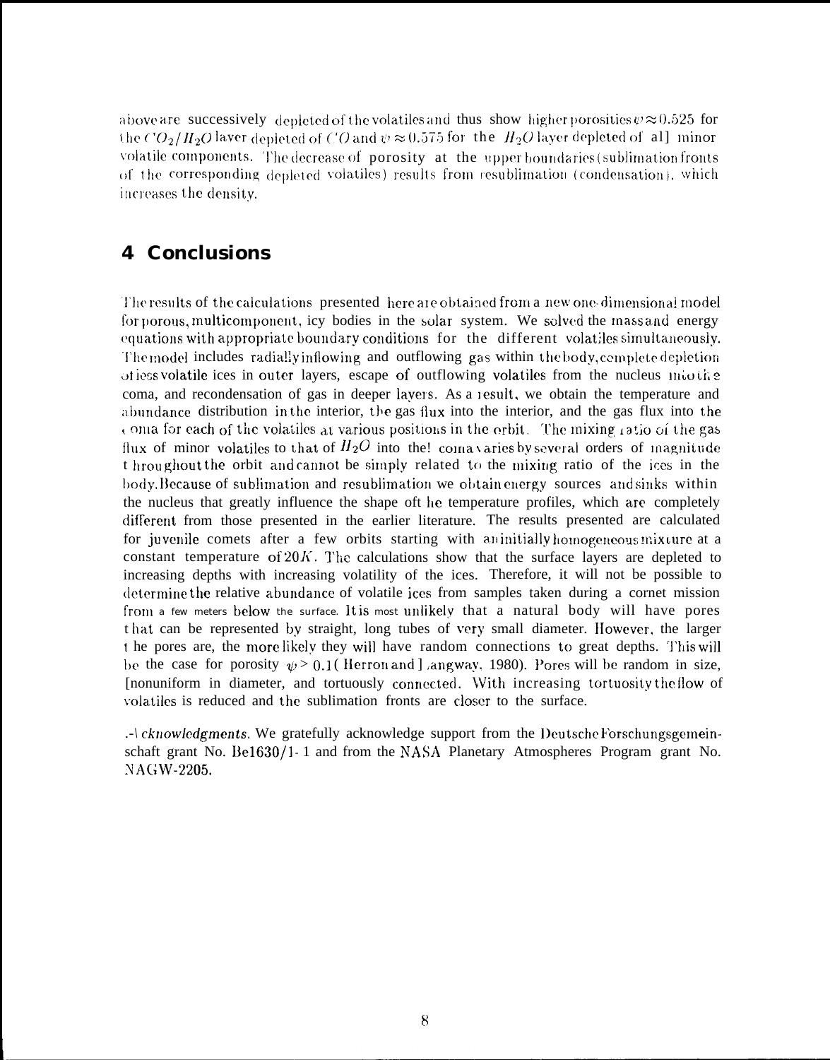above are successively depleted of the volatiles and thus show higher porosities $\psi \approx 0.525$ for the $CO_2/H_2O$ layer depleted of $CO$ and $\psi \approx 0.575$ for the $H_2O$ layer depleted of all minor volatile components. The decrease of porosity at the upper boundaries (sublimation fronts of the corresponding depleted volatiles) results from resublimation (condensation), which increases the density.

## 4 Conclusions

The results of the calculations presented here are obtained from a new one-dimensional model for porous, multicomponent, icy bodies in the solar system. We solved the mass and energy equations with appropriate boundary conditions for the different volatiles simultaneously. The model includes radially inflowing and outflowing gas within the body, complete depletion of less volatile ices in outer layers, escape of outflowing volatiles from the nucleus into the coma, and recondensation of gas in deeper layers. As a result, we obtain the temperature and abundance distribution in the interior, the gas flux into the interior, and the gas flux into the coma for each of the volatiles at various positions in the orbit. The mixing ratio of the gas flux of minor volatiles to that of $H_2O$ into the coma varies by several orders of magnitude throughout the orbit and cannot be simply related to the mixing ratio of the ices in the body. Because of sublimation and resublimation we obtain energy sources and sinks within the nucleus that greatly influence the shape of the temperature profiles, which are completely different from those presented in the earlier literature. The results presented are calculated for juvenile comets after a few orbits starting with an initially homogeneous mixture at a constant temperature of $20K$. The calculations show that the surface layers are depleted to increasing depths with increasing volatility of the ices. Therefore, it will not be possible to determine the relative abundance of volatile ices from samples taken during a comet mission from a few meters below the surface. It is most unlikely that a natural body will have pores that can be represented by straight, long tubes of very small diameter. However, the larger the pores are, the more likely they will have random connections to great depths. This will be the case for porosity $\psi > 0.1$ (Herron and Langway, 1980). Pores will be random in size, nonuniform in diameter, and tortuously connected. With increasing tortuosity the flow of volatiles is reduced and the sublimation fronts are closer to the surface.

*Acknowledgments.* We gratefully acknowledge support from the Deutsche Forschungsgemeinschaft grant No. Be1630/1-1 and from the NASA Planetary Atmospheres Program grant No. NAGW-2205.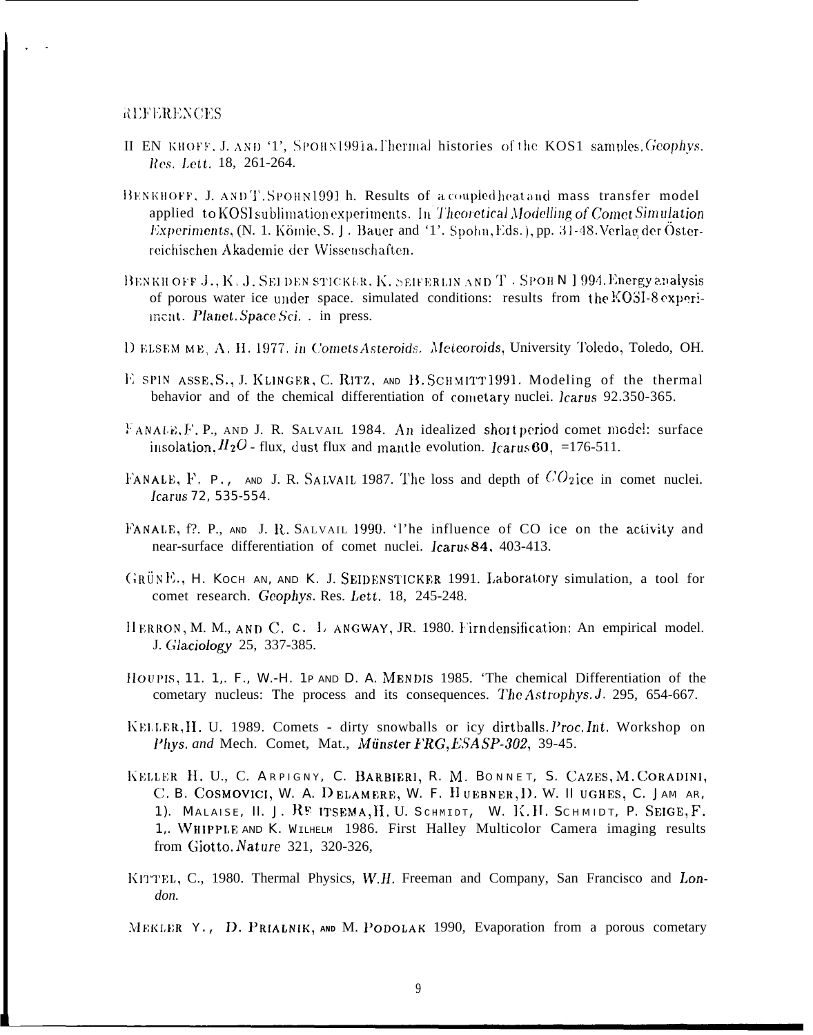## REFERENCES

BENKHOFF, J. AND T. SPOHN 1991a. Thermal histories of the KOS1 samples. *Geophys. Res. Lett.* 18, 261-264.

BENKHOFF, J. AND T. SPOHN 1991 b. Results of a coupled heat and mass transfer model applied to KOSI sublimation experiments. In *Theoretical Modelling of Comet Simulation Experiments*, (N. 1. Kömle, S. J. Bauer and T. Spohn, Eds.), pp. 31-48. Verlag der Österreichischen Akademie der Wissenschaften.

BENKHOFF J., K. J. SEIDENSTICKER, K. SEIFERLIN AND T. SPOHN 1994. Energy analysis of porous water ice under space. simulated conditions: results from the KOSI-8 experiment. *Planet. Space Sci.* . in press.

DELSEMME, A. H. 1977. *in Comets Asteroids. Meteoroids*, University Toledo, Toledo, OH.

ESPINASSE, S., J. KLINGER, C. RITZ, AND B. SCHMITT 1991. Modeling of the thermal behavior and of the chemical differentiation of cometary nuclei. *Icarus* 92.350-365.

FANALE, F. P., AND J. R. SALVAIL 1984. An idealized short period comet model: surface insolation, $H_2O$ - flux, dust flux and mantle evolution. *Icarus* **60**, =176-511.

FANALE, F. P., AND J. R. SALVAIL 1987. The loss and depth of $CO_2$ ice in comet nuclei. *Icarus* 72, 535-554.

FANALE, f?. P., AND J. R. SALVAIL 1990. The influence of CO ice on the activity and near-surface differentiation of comet nuclei. *Icarus* **84**, 403-413.

GRÜN E., H. KOCHAN, AND K. J. SEIDENSTICKER 1991. Laboratory simulation, a tool for comet research. *Geophys.* Res. *Lett.* 18, 245-248.

HERRON, M. M., AND C. C. LANGWAY, JR. 1980. Firn densification: An empirical model. J. *Glaciology* 25, 337-385.

HOUPIS, H. L. F., W.-H. IP AND D. A. MENDIS 1985. 'The chemical Differentiation of the cometary nucleus: The process and its consequences. *The Astrophys. J.* 295, 654-667.

KELLER, H. U. 1989. Comets - dirty snowballs or icy dirtballs. *Proc. Int.* Workshop on *Phys. and* Mech. Comet, Mat., *Münster FRG, ESA SP-302*, 39-45.

KELLER H. U., C. ARPIGNY, C. BARBIERI, R. M. BONNET, S. CAZES, M. CORADINI, C. B. COSMOVICI, W. A. DELAMERE, W. F. HUEBNER, D. W. HUGHES, C. JAMAR, D. MALAISE, H. J. REITSEMA, H. U. SCHMIDT, W. K. H. SCHMIDT, P. SEIGE, F. L. WHIPPLE AND K. WILHELM 1986. First Halley Multicolor Camera imaging results from Giotto. *Nature* 321, 320-326,

KITTEL, C., 1980. Thermal Physics, *W.H.* Freeman and Company, San Francisco and *London.*

MEKLER Y., D. PRIALNIK, AND M. PODOLAK 1990, Evaporation from a porous cometary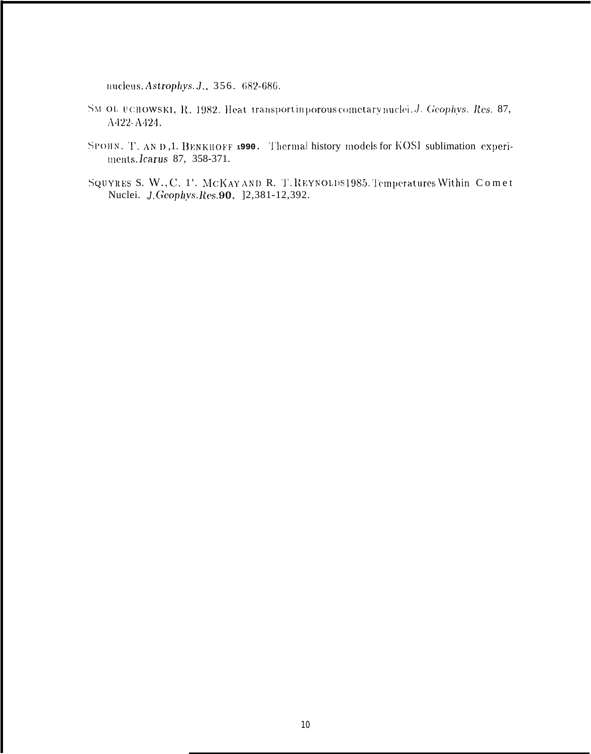nucleus. *Astrophys. J.*, 356. 682-686.

SMOLUCHOWSKI, R. 1982. Heat transport in porous cometary nuclei. *J. Geophys. Res.* 87, A422-A424.

SPOHN, T. AND J. BENKHOFF 1990. Thermal history models for KOSI sublimation experiments. *Icarus* 87, 358-371.

SQUYRES S. W., C. P. MCKAY AND R. T. REYNOLDS 1985. Temperatures Within Comet Nuclei. *J. Geophys. Res.* **90**, 12,381-12,392.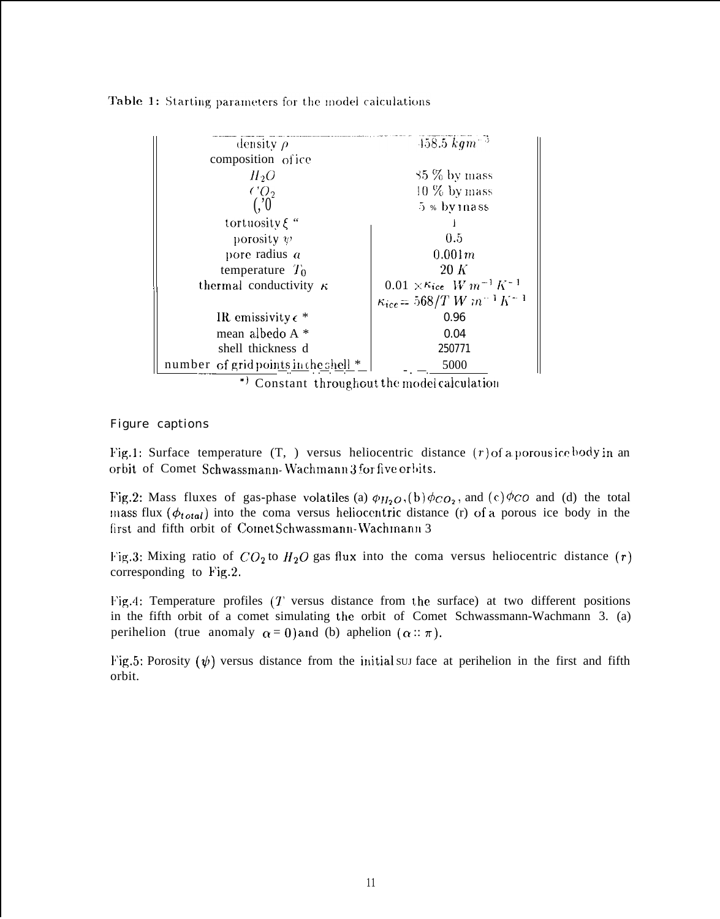**Table 1:** Starting parameters for the model calculations

| | |
|---|---|
| density $\rho$ | $458.5\ kg m^{-3}$ |
| composition of ice | |
| $H_2O$ | 85 % by mass |
| $CO_2$ | 10 % by mass |
| $CO$ | 5 % by mass |
| tortuosity $\xi$ * | 1 |
| porosity $\psi$ | 0.5 |
| pore radius $a$ | $0.001 m$ |
| temperature $T_0$ | $20\ K$ |
| thermal conductivity $\kappa$ | $0.01 \times \kappa_{ice}\ W m^{-1} K^{-1}$ |
| | $\kappa_{ice} = 568/T\ W m^{-1} K^{-1}$ |
| IR emissivity $\epsilon$ * | 0.96 |
| mean albedo A * | 0.04 |
| shell thickness d | 250771 |
| number of grid points in the shell * | 5000 |

*) Constant throughout the model calculation

Figure captions

Fig.1: Surface temperature ($T_s$) versus heliocentric distance ($r$) of a porous ice body in an orbit of Comet Schwassmann-Wachmann 3 for five orbits.

Fig.2: Mass fluxes of gas-phase volatiles (a) $\phi_{H_2O}$, (b) $\phi_{CO_2}$, and (c) $\phi_{CO}$ and (d) the total mass flux ($\phi_{total}$) into the coma versus heliocentric distance (r) of a porous ice body in the first and fifth orbit of Comet Schwassmann-Wachmann 3

Fig.3: Mixing ratio of $CO_2$ to $H_2O$ gas flux into the coma versus heliocentric distance ($r$) corresponding to Fig.2.

Fig.4: Temperature profiles ($T$ versus distance from the surface) at two different positions in the fifth orbit of a comet simulating the orbit of Comet Schwassmann-Wachmann 3. (a) perihelion (true anomaly $\alpha = 0$) and (b) aphelion ($\alpha = \pi$).

Fig.5: Porosity ($\psi$) versus distance from the initial surface at perihelion in the first and fifth orbit.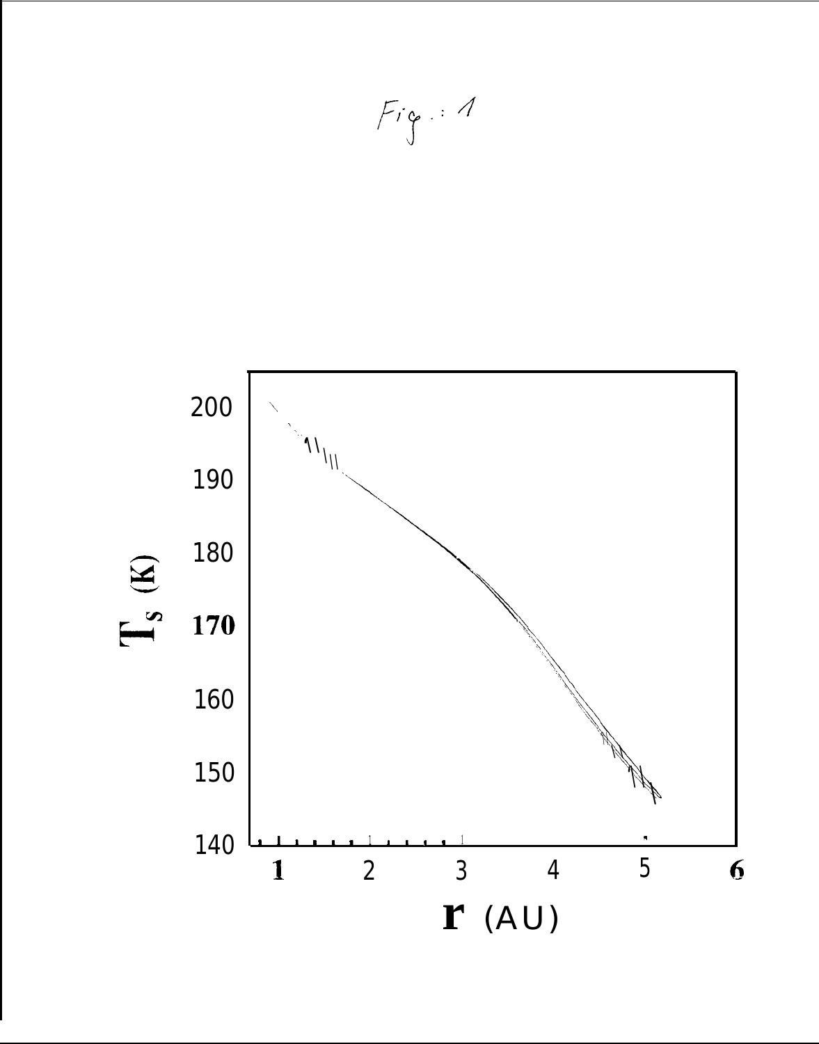Fig.: 1

200

190

180

$T_s$ (K)

170

160

150

140

1 2 3 4 5 6

r (AU)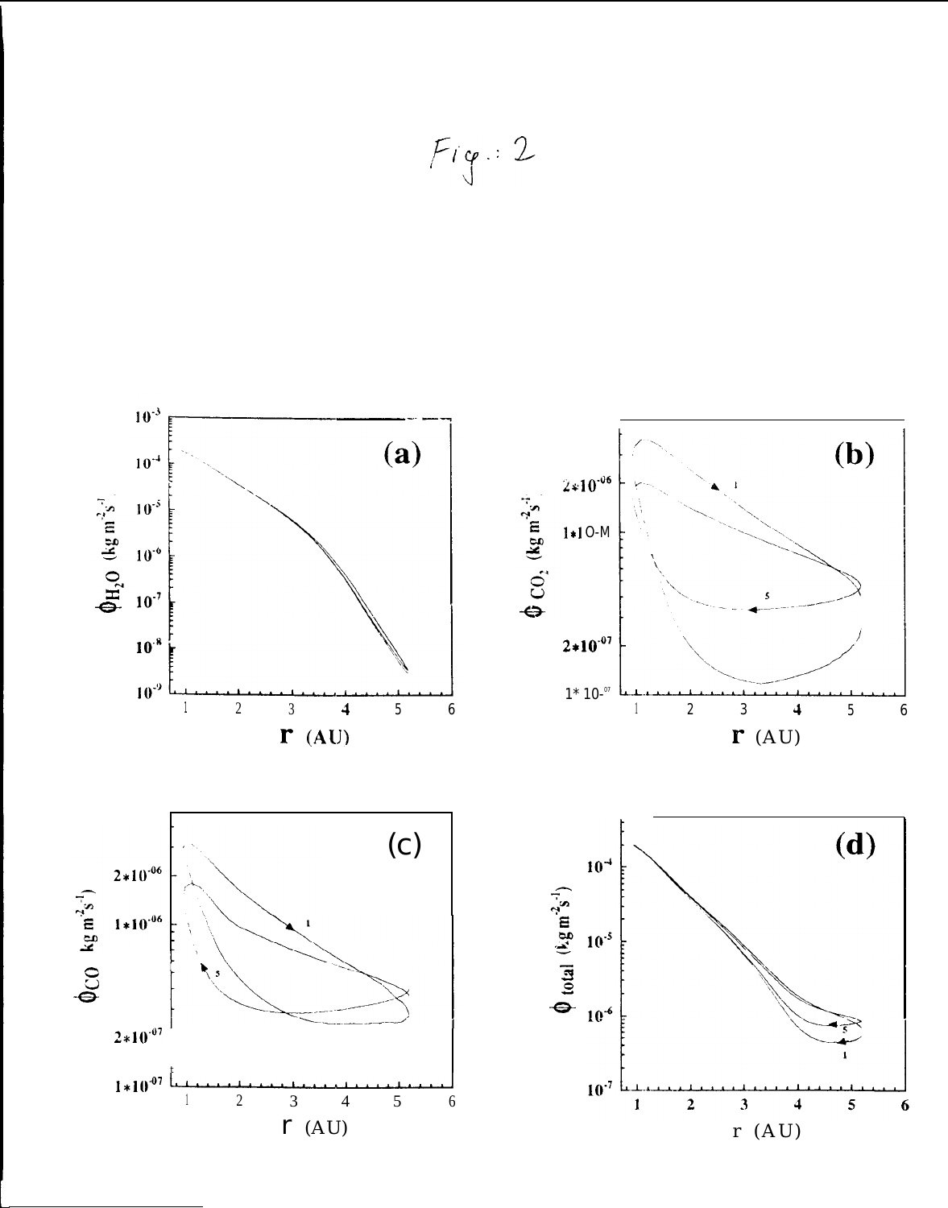Fig.: 2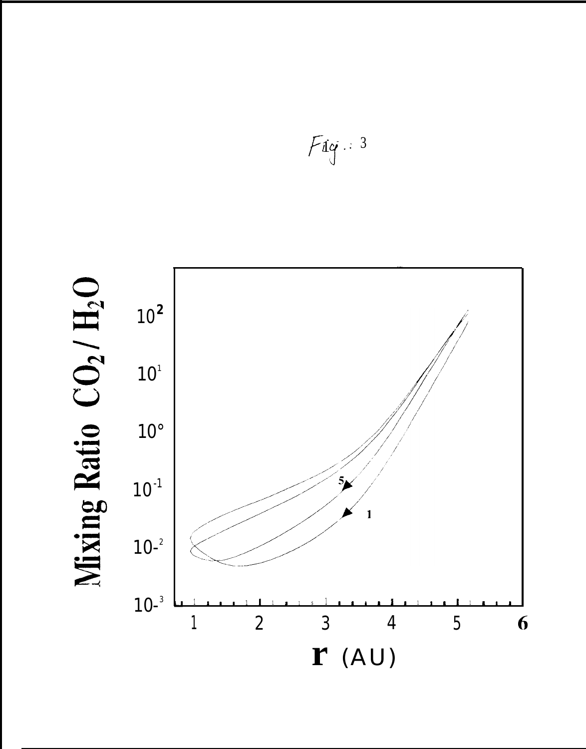Fig.: 3

Mixing Ratio $CO_2 / H_2O$

$10^{2}$

$10^{1}$

$10^{0}$

$10^{-1}$

$10^{-2}$

$10^{-3}$

5

1

1 2 3 4 5 6

r (AU)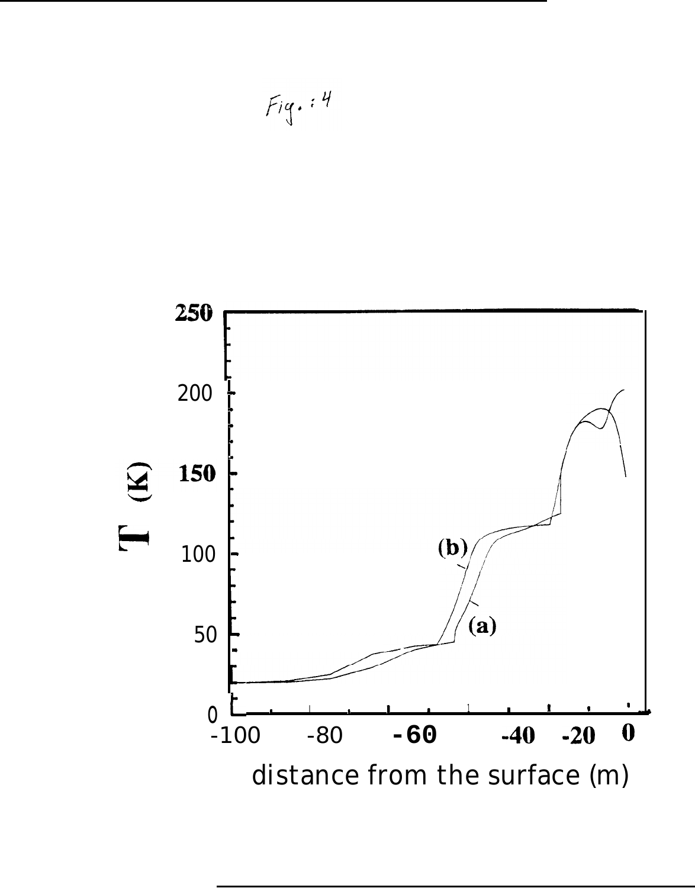Fig.: 4

T (K)

250
200
150
100
50
0

(b)

(a)

-100 -80 -60 -40 -20 0

distance from the surface (m)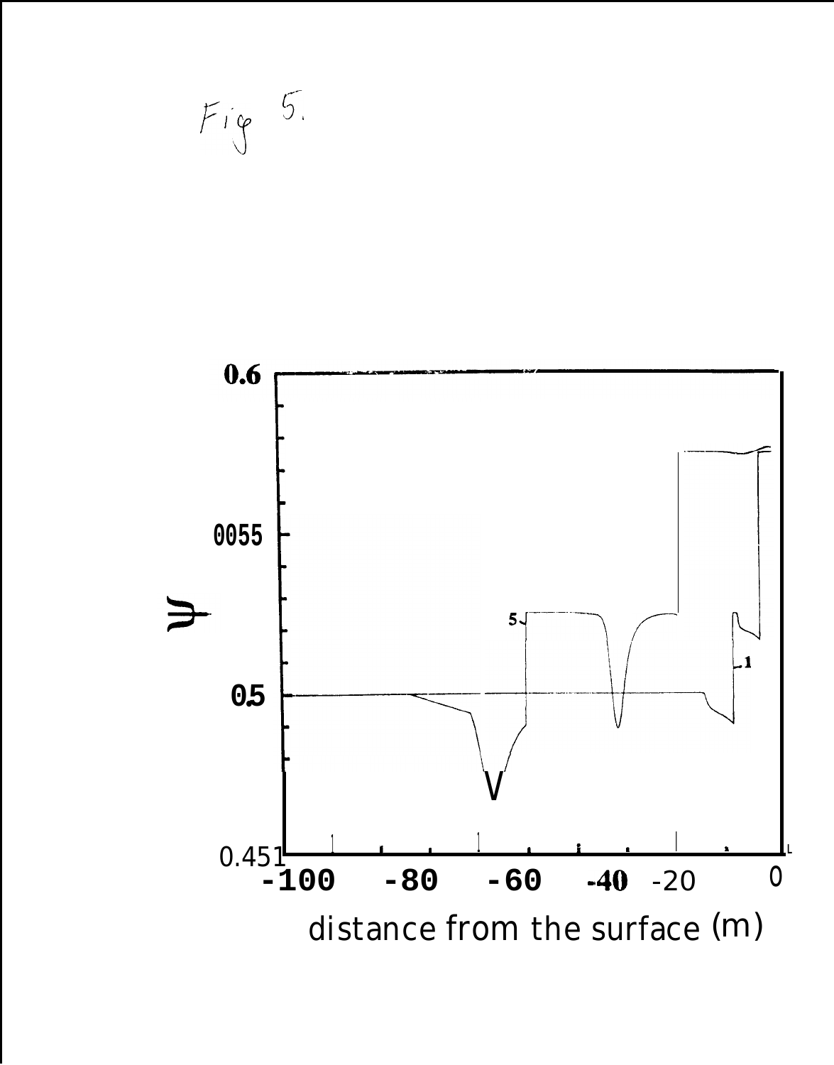Fig 5.

0.6

0055

$\psi$

0.5

0.451

5

1

V

-100 -80 -60 -40 -20 0

distance from the surface (m)